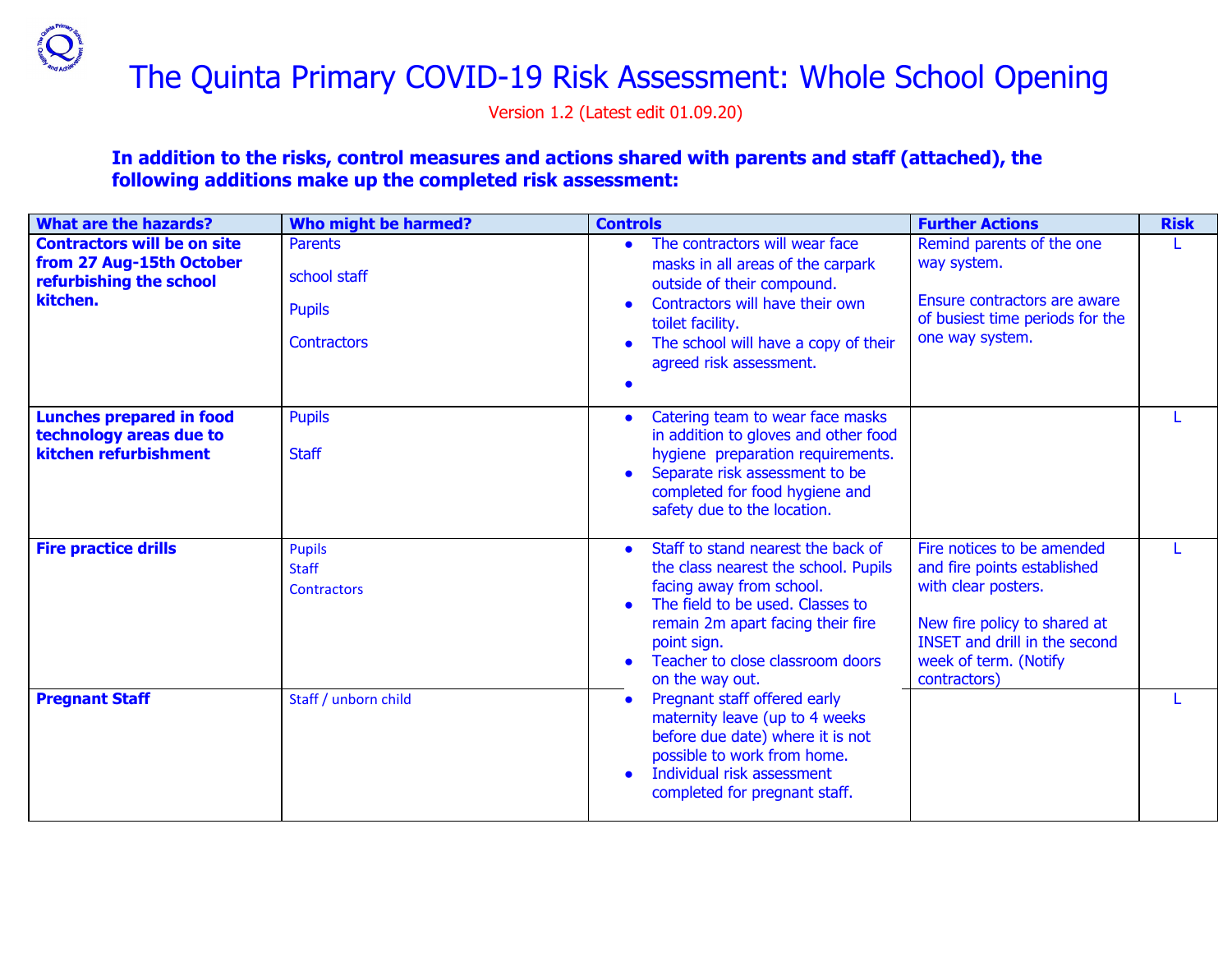# The Quinta Primary COVID-19 Risk Assessment: Whole School Opening

Version 1.2 (Latest edit 01.09.20)

**In addition to the risks, control measures and actions shared with parents and staff (attached), the following additions make up the completed risk assessment:**

| What are the hazards? | Who might be harmed? | Controls | Further Actions | Risk |
|---|---|---|---|---|
| **Contractors will be on site from 27 Aug-15th October refurbishing the school kitchen.** | Parents<br><br>school staff<br><br>Pupils<br><br>Contractors | • The contractors will wear face masks in all areas of the carpark outside of their compound.<br>• Contractors will have their own toilet facility.<br>• The school will have a copy of their agreed risk assessment.<br>• | Remind parents of the one way system.<br><br>Ensure contractors are aware of busiest time periods for the one way system. | L |
| **Lunches prepared in food technology areas due to kitchen refurbishment** | Pupils<br><br>Staff | • Catering team to wear face masks in addition to gloves and other food hygiene preparation requirements.<br>• Separate risk assessment to be completed for food hygiene and safety due to the location. | | L |
| **Fire practice drills** | Pupils<br>Staff<br>Contractors | • Staff to stand nearest the back of the class nearest the school. Pupils facing away from school.<br>• The field to be used. Classes to remain 2m apart facing their fire point sign.<br>• Teacher to close classroom doors on the way out. | Fire notices to be amended and fire points established with clear posters.<br><br>New fire policy to shared at INSET and drill in the second week of term. (Notify contractors) | L |
| **Pregnant Staff** | Staff / unborn child | • Pregnant staff offered early maternity leave (up to 4 weeks before due date) where it is not possible to work from home.<br>• Individual risk assessment completed for pregnant staff. | | L |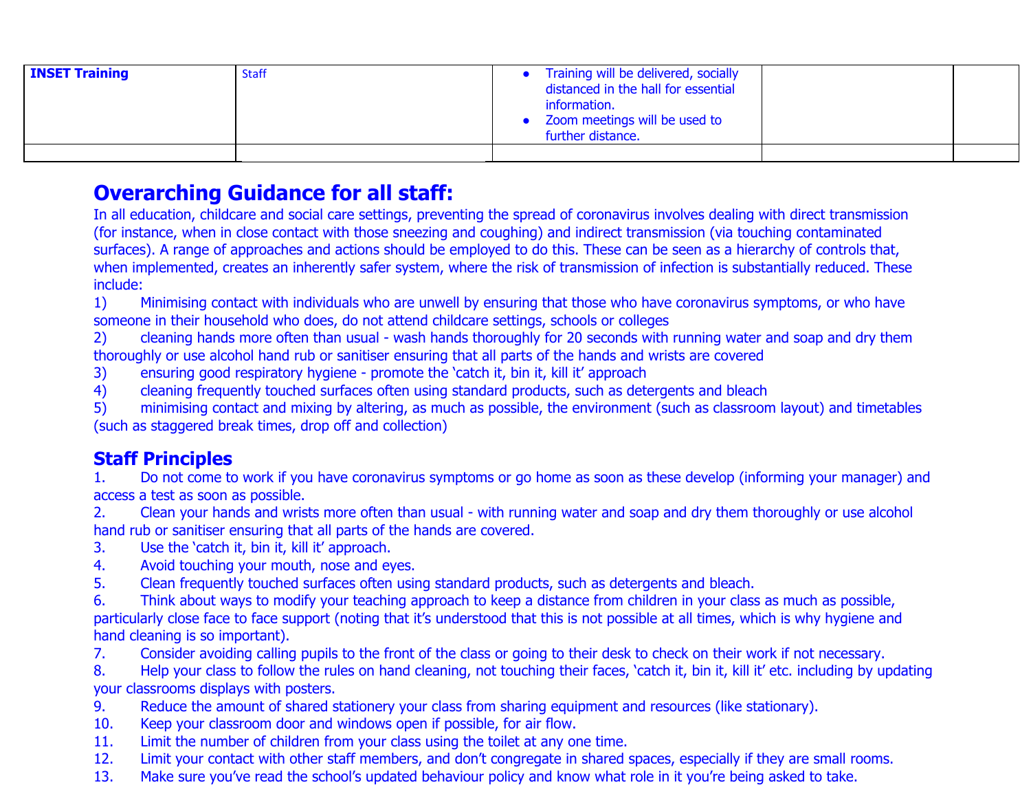| INSET Training | Staff | • Training will be delivered, socially distanced in the hall for essential information.<br>• Zoom meetings will be used to further distance. | | |
|---|---|---|---|---|
| | | | | |

## Overarching Guidance for all staff:

In all education, childcare and social care settings, preventing the spread of coronavirus involves dealing with direct transmission (for instance, when in close contact with those sneezing and coughing) and indirect transmission (via touching contaminated surfaces). A range of approaches and actions should be employed to do this. These can be seen as a hierarchy of controls that, when implemented, creates an inherently safer system, where the risk of transmission of infection is substantially reduced. These include:

1) Minimising contact with individuals who are unwell by ensuring that those who have coronavirus symptoms, or who have someone in their household who does, do not attend childcare settings, schools or colleges
2) cleaning hands more often than usual - wash hands thoroughly for 20 seconds with running water and soap and dry them thoroughly or use alcohol hand rub or sanitiser ensuring that all parts of the hands and wrists are covered
3) ensuring good respiratory hygiene - promote the 'catch it, bin it, kill it' approach
4) cleaning frequently touched surfaces often using standard products, such as detergents and bleach
5) minimising contact and mixing by altering, as much as possible, the environment (such as classroom layout) and timetables (such as staggered break times, drop off and collection)

## Staff Principles

1. Do not come to work if you have coronavirus symptoms or go home as soon as these develop (informing your manager) and access a test as soon as possible.
2. Clean your hands and wrists more often than usual - with running water and soap and dry them thoroughly or use alcohol hand rub or sanitiser ensuring that all parts of the hands are covered.
3. Use the 'catch it, bin it, kill it' approach.
4. Avoid touching your mouth, nose and eyes.
5. Clean frequently touched surfaces often using standard products, such as detergents and bleach.
6. Think about ways to modify your teaching approach to keep a distance from children in your class as much as possible, particularly close face to face support (noting that it's understood that this is not possible at all times, which is why hygiene and hand cleaning is so important).
7. Consider avoiding calling pupils to the front of the class or going to their desk to check on their work if not necessary.
8. Help your class to follow the rules on hand cleaning, not touching their faces, 'catch it, bin it, kill it' etc. including by updating your classrooms displays with posters.
9. Reduce the amount of shared stationery your class from sharing equipment and resources (like stationary).
10. Keep your classroom door and windows open if possible, for air flow.
11. Limit the number of children from your class using the toilet at any one time.
12. Limit your contact with other staff members, and don't congregate in shared spaces, especially if they are small rooms.
13. Make sure you've read the school's updated behaviour policy and know what role in it you're being asked to take.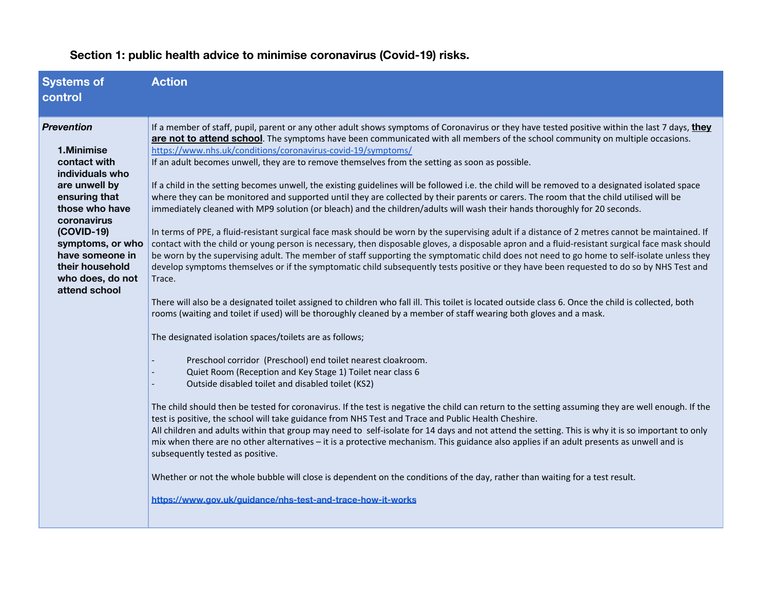### Section 1: public health advice to minimise coronavirus (Covid-19) risks.

| Systems of control | Action |
|---|---|
| ***Prevention***<br><br>**1.Minimise contact with individuals who are unwell by ensuring that those who have coronavirus (COVID-19) symptoms, or who have someone in their household who does, do not attend school** | If a member of staff, pupil, parent or any other adult shows symptoms of Coronavirus or they have tested positive within the last 7 days, **they are not to attend school**. The symptoms have been communicated with all members of the school community on multiple occasions. https://www.nhs.uk/conditions/coronavirus-covid-19/symptoms/<br>If an adult becomes unwell, they are to remove themselves from the setting as soon as possible.<br><br>If a child in the setting becomes unwell, the existing guidelines will be followed i.e. the child will be removed to a designated isolated space where they can be monitored and supported until they are collected by their parents or carers. The room that the child utilised will be immediately cleaned with MP9 solution (or bleach) and the children/adults will wash their hands thoroughly for 20 seconds.<br><br>In terms of PPE, a fluid-resistant surgical face mask should be worn by the supervising adult if a distance of 2 metres cannot be maintained. If contact with the child or young person is necessary, then disposable gloves, a disposable apron and a fluid-resistant surgical face mask should be worn by the supervising adult. The member of staff supporting the symptomatic child does not need to go home to self-isolate unless they develop symptoms themselves or if the symptomatic child subsequently tests positive or they have been requested to do so by NHS Test and Trace.<br><br>There will also be a designated toilet assigned to children who fall ill. This toilet is located outside class 6. Once the child is collected, both rooms (waiting and toilet if used) will be thoroughly cleaned by a member of staff wearing both gloves and a mask.<br><br>The designated isolation spaces/toilets are as follows;<br><br>- Preschool corridor (Preschool) end toilet nearest cloakroom.<br>- Quiet Room (Reception and Key Stage 1) Toilet near class 6<br>- Outside disabled toilet and disabled toilet (KS2)<br><br>The child should then be tested for coronavirus. If the test is negative the child can return to the setting assuming they are well enough. If the test is positive, the school will take guidance from NHS Test and Trace and Public Health Cheshire.<br>All children and adults within that group may need to self-isolate for 14 days and not attend the setting. This is why it is so important to only mix when there are no other alternatives – it is a protective mechanism. This guidance also applies if an adult presents as unwell and is subsequently tested as positive.<br><br>Whether or not the whole bubble will close is dependent on the conditions of the day, rather than waiting for a test result.<br><br>**https://www.gov.uk/guidance/nhs-test-and-trace-how-it-works** |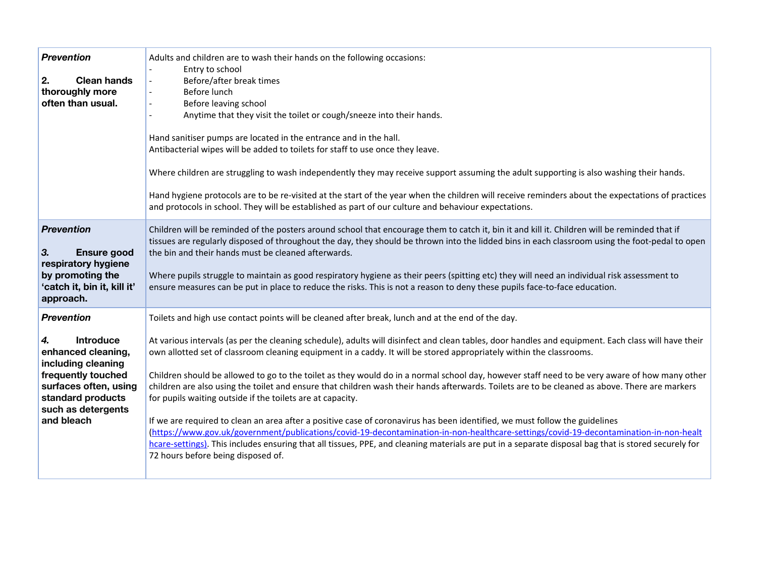| | |
|---|---|
| ***Prevention***<br><br>**2. Clean hands thoroughly more often than usual.** | Adults and children are to wash their hands on the following occasions:<br>- Entry to school<br>- Before/after break times<br>- Before lunch<br>- Before leaving school<br>- Anytime that they visit the toilet or cough/sneeze into their hands.<br><br>Hand sanitiser pumps are located in the entrance and in the hall.<br>Antibacterial wipes will be added to toilets for staff to use once they leave.<br><br>Where children are struggling to wash independently they may receive support assuming the adult supporting is also washing their hands.<br><br>Hand hygiene protocols are to be re-visited at the start of the year when the children will receive reminders about the expectations of practices and protocols in school. They will be established as part of our culture and behaviour expectations. |
| ***Prevention***<br><br>***3.* Ensure good respiratory hygiene by promoting the 'catch it, bin it, kill it' approach.** | Children will be reminded of the posters around school that encourage them to catch it, bin it and kill it. Children will be reminded that if tissues are regularly disposed of throughout the day, they should be thrown into the lidded bins in each classroom using the foot-pedal to open the bin and their hands must be cleaned afterwards.<br><br>Where pupils struggle to maintain as good respiratory hygiene as their peers (spitting etc) they will need an individual risk assessment to ensure measures can be put in place to reduce the risks. This is not a reason to deny these pupils face-to-face education. |
| ***Prevention***<br><br>***4.* Introduce enhanced cleaning, including cleaning frequently touched surfaces often, using standard products such as detergents and bleach** | Toilets and high use contact points will be cleaned after break, lunch and at the end of the day.<br><br>At various intervals (as per the cleaning schedule), adults will disinfect and clean tables, door handles and equipment. Each class will have their own allotted set of classroom cleaning equipment in a caddy. It will be stored appropriately within the classrooms.<br><br>Children should be allowed to go to the toilet as they would do in a normal school day, however staff need to be very aware of how many other children are also using the toilet and ensure that children wash their hands afterwards. Toilets are to be cleaned as above. There are markers for pupils waiting outside if the toilets are at capacity.<br><br>If we are required to clean an area after a positive case of coronavirus has been identified, we must follow the guidelines (https://www.gov.uk/government/publications/covid-19-decontamination-in-non-healthcare-settings/covid-19-decontamination-in-non-healthcare-settings). This includes ensuring that all tissues, PPE, and cleaning materials are put in a separate disposal bag that is stored securely for 72 hours before being disposed of. |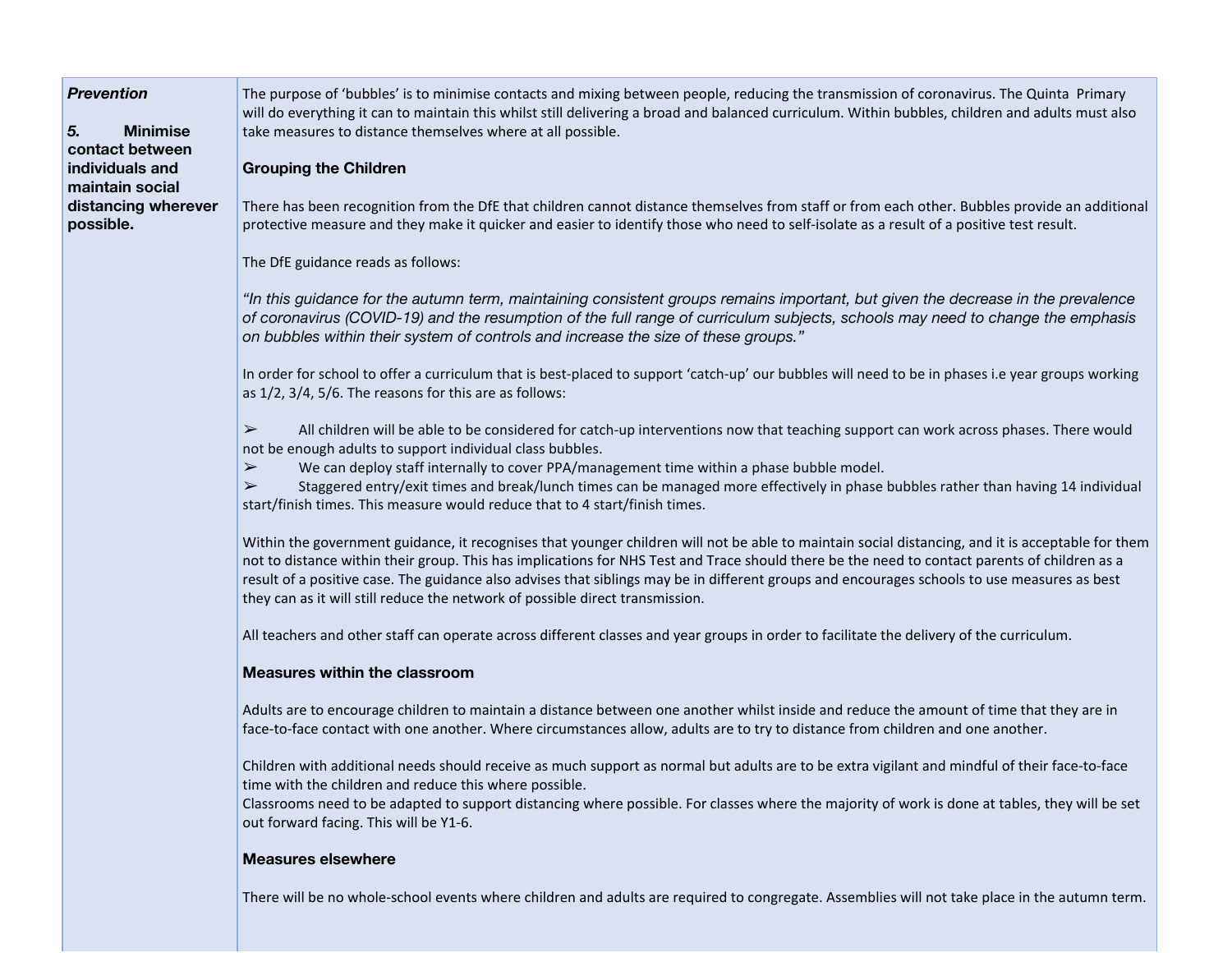| *Prevention*<br><br>***5.*** **Minimise contact between individuals and maintain social distancing wherever possible.** | The purpose of 'bubbles' is to minimise contacts and mixing between people, reducing the transmission of coronavirus. The Quinta Primary will do everything it can to maintain this whilst still delivering a broad and balanced curriculum. Within bubbles, children and adults must also take measures to distance themselves where at all possible.<br><br>**Grouping the Children**<br><br>There has been recognition from the DfE that children cannot distance themselves from staff or from each other. Bubbles provide an additional protective measure and they make it quicker and easier to identify those who need to self-isolate as a result of a positive test result.<br><br>The DfE guidance reads as follows:<br><br>*"In this guidance for the autumn term, maintaining consistent groups remains important, but given the decrease in the prevalence of coronavirus (COVID-19) and the resumption of the full range of curriculum subjects, schools may need to change the emphasis on bubbles within their system of controls and increase the size of these groups."*<br><br>In order for school to offer a curriculum that is best-placed to support 'catch-up' our bubbles will need to be in phases i.e year groups working as 1/2, 3/4, 5/6. The reasons for this are as follows:<br><br>➢ All children will be able to be considered for catch-up interventions now that teaching support can work across phases. There would not be enough adults to support individual class bubbles.<br>➢ We can deploy staff internally to cover PPA/management time within a phase bubble model.<br>➢ Staggered entry/exit times and break/lunch times can be managed more effectively in phase bubbles rather than having 14 individual start/finish times. This measure would reduce that to 4 start/finish times.<br><br>Within the government guidance, it recognises that younger children will not be able to maintain social distancing, and it is acceptable for them not to distance within their group. This has implications for NHS Test and Trace should there be the need to contact parents of children as a result of a positive case. The guidance also advises that siblings may be in different groups and encourages schools to use measures as best they can as it will still reduce the network of possible direct transmission.<br><br>All teachers and other staff can operate across different classes and year groups in order to facilitate the delivery of the curriculum.<br><br>**Measures within the classroom**<br><br>Adults are to encourage children to maintain a distance between one another whilst inside and reduce the amount of time that they are in face-to-face contact with one another. Where circumstances allow, adults are to try to distance from children and one another.<br><br>Children with additional needs should receive as much support as normal but adults are to be extra vigilant and mindful of their face-to-face time with the children and reduce this where possible.<br>Classrooms need to be adapted to support distancing where possible. For classes where the majority of work is done at tables, they will be set out forward facing. This will be Y1-6.<br><br>**Measures elsewhere**<br><br>There will be no whole-school events where children and adults are required to congregate. Assemblies will not take place in the autumn term. |
|---|---|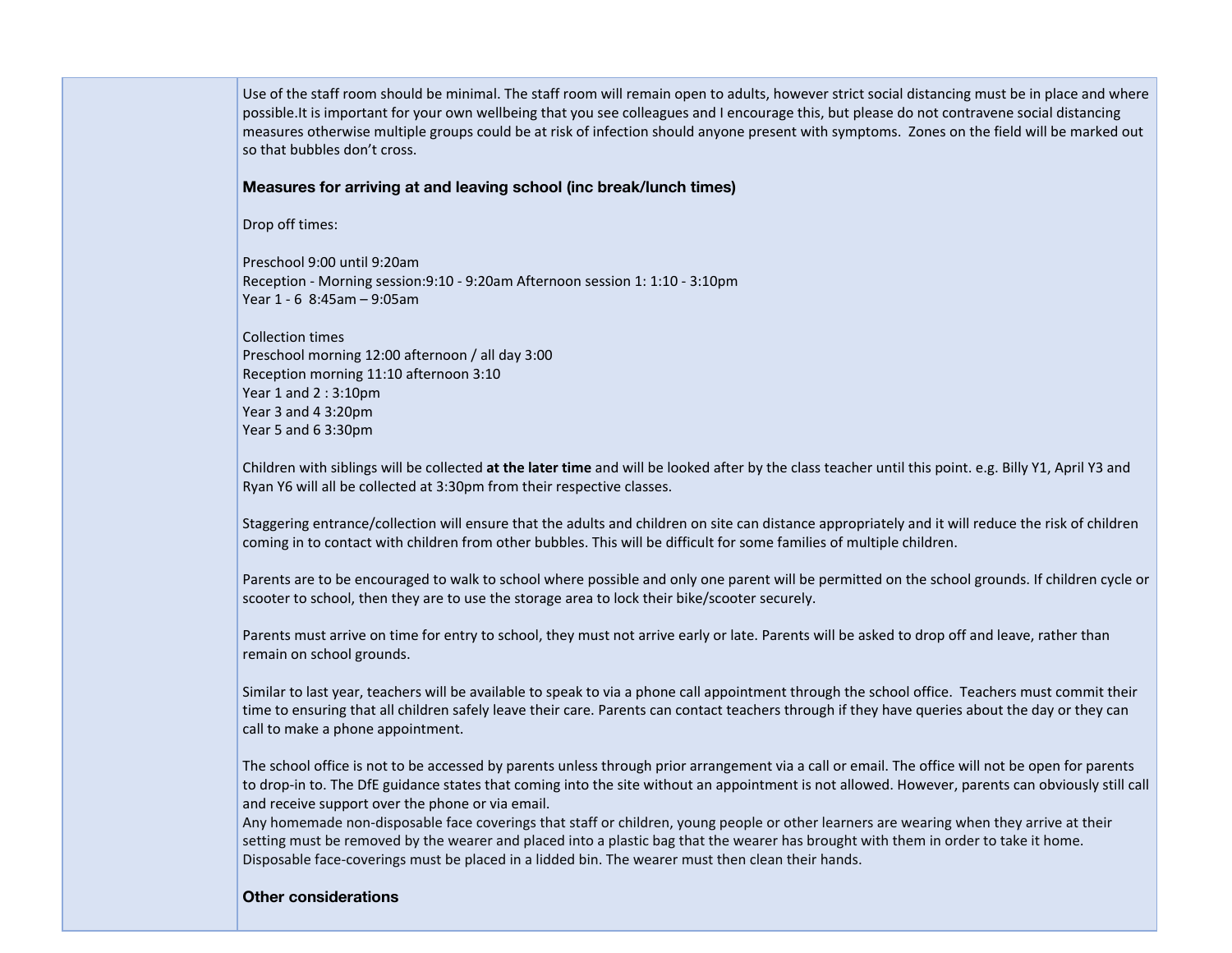| | Use of the staff room should be minimal. The staff room will remain open to adults, however strict social distancing must be in place and where possible.It is important for your own wellbeing that you see colleagues and I encourage this, but please do not contravene social distancing measures otherwise multiple groups could be at risk of infection should anyone present with symptoms. Zones on the field will be marked out so that bubbles don't cross.<br><br>**Measures for arriving at and leaving school (inc break/lunch times)**<br><br>Drop off times:<br><br>Preschool 9:00 until 9:20am<br>Reception - Morning session:9:10 - 9:20am Afternoon session 1: 1:10 - 3:10pm<br>Year 1 - 6 8:45am – 9:05am<br><br>Collection times<br>Preschool morning 12:00 afternoon / all day 3:00<br>Reception morning 11:10 afternoon 3:10<br>Year 1 and 2 : 3:10pm<br>Year 3 and 4 3:20pm<br>Year 5 and 6 3:30pm<br><br>Children with siblings will be collected **at the later time** and will be looked after by the class teacher until this point. e.g. Billy Y1, April Y3 and Ryan Y6 will all be collected at 3:30pm from their respective classes.<br><br>Staggering entrance/collection will ensure that the adults and children on site can distance appropriately and it will reduce the risk of children coming in to contact with children from other bubbles. This will be difficult for some families of multiple children.<br><br>Parents are to be encouraged to walk to school where possible and only one parent will be permitted on the school grounds. If children cycle or scooter to school, then they are to use the storage area to lock their bike/scooter securely.<br><br>Parents must arrive on time for entry to school, they must not arrive early or late. Parents will be asked to drop off and leave, rather than remain on school grounds.<br><br>Similar to last year, teachers will be available to speak to via a phone call appointment through the school office. Teachers must commit their time to ensuring that all children safely leave their care. Parents can contact teachers through if they have queries about the day or they can call to make a phone appointment.<br><br>The school office is not to be accessed by parents unless through prior arrangement via a call or email. The office will not be open for parents to drop-in to. The DfE guidance states that coming into the site without an appointment is not allowed. However, parents can obviously still call and receive support over the phone or via email.<br>Any homemade non-disposable face coverings that staff or children, young people or other learners are wearing when they arrive at their setting must be removed by the wearer and placed into a plastic bag that the wearer has brought with them in order to take it home. Disposable face-coverings must be placed in a lidded bin. The wearer must then clean their hands.<br><br>**Other considerations** |
|---|---|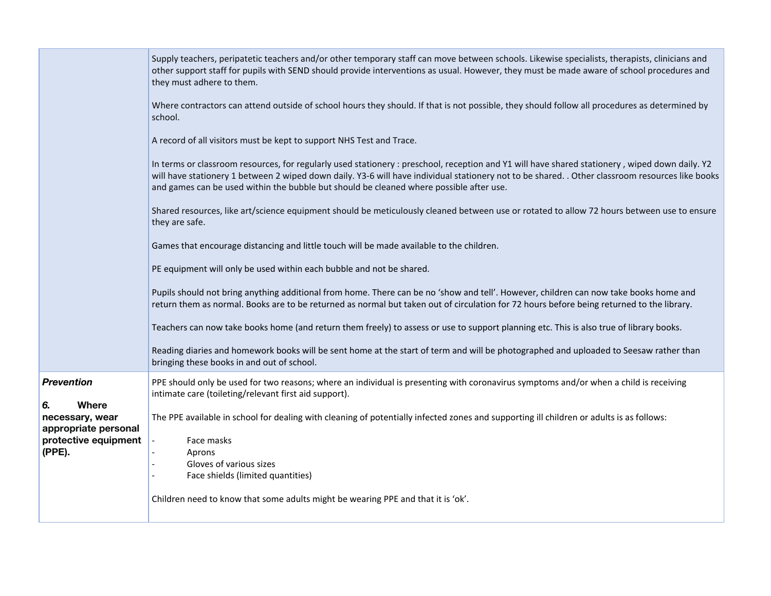| | |
|---|---|
| | Supply teachers, peripatetic teachers and/or other temporary staff can move between schools. Likewise specialists, therapists, clinicians and other support staff for pupils with SEND should provide interventions as usual. However, they must be made aware of school procedures and they must adhere to them.<br><br>Where contractors can attend outside of school hours they should. If that is not possible, they should follow all procedures as determined by school.<br><br>A record of all visitors must be kept to support NHS Test and Trace.<br><br>In terms or classroom resources, for regularly used stationery : preschool, reception and Y1 will have shared stationery , wiped down daily. Y2 will have stationery 1 between 2 wiped down daily. Y3-6 will have individual stationery not to be shared. . Other classroom resources like books and games can be used within the bubble but should be cleaned where possible after use.<br><br>Shared resources, like art/science equipment should be meticulously cleaned between use or rotated to allow 72 hours between use to ensure they are safe.<br><br>Games that encourage distancing and little touch will be made available to the children.<br><br>PE equipment will only be used within each bubble and not be shared.<br><br>Pupils should not bring anything additional from home. There can be no 'show and tell'. However, children can now take books home and return them as normal. Books are to be returned as normal but taken out of circulation for 72 hours before being returned to the library.<br><br>Teachers can now take books home (and return them freely) to assess or use to support planning etc. This is also true of library books.<br><br>Reading diaries and homework books will be sent home at the start of term and will be photographed and uploaded to Seesaw rather than bringing these books in and out of school. |
| ***Prevention***<br><br>***6.*** **Where necessary, wear appropriate personal protective equipment (PPE).** | PPE should only be used for two reasons; where an individual is presenting with coronavirus symptoms and/or when a child is receiving intimate care (toileting/relevant first aid support).<br><br>The PPE available in school for dealing with cleaning of potentially infected zones and supporting ill children or adults is as follows:<br><br>- Face masks<br>- Aprons<br>- Gloves of various sizes<br>- Face shields (limited quantities)<br><br>Children need to know that some adults might be wearing PPE and that it is 'ok'. |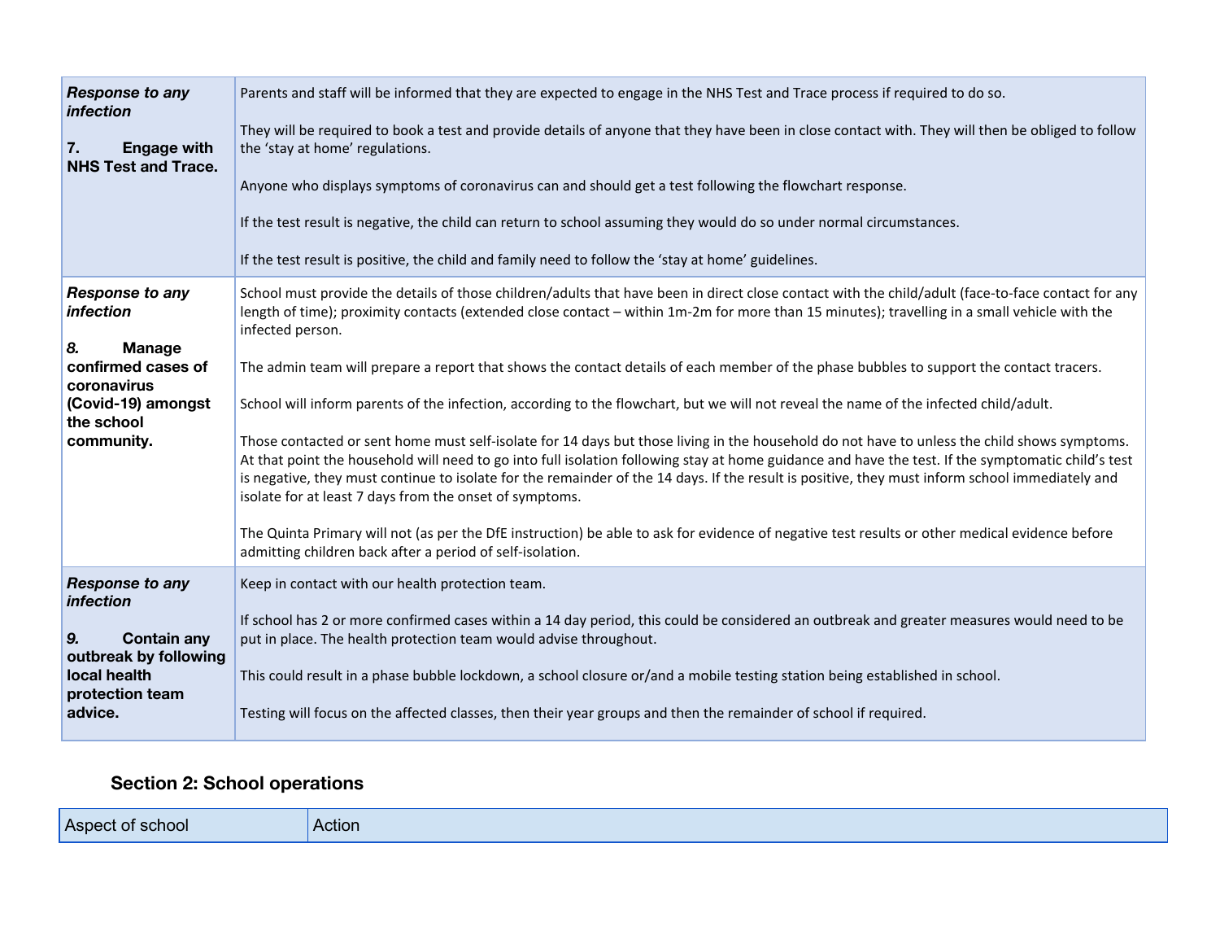| | |
|---|---|
| ***Response to any infection***<br><br>**7. Engage with NHS Test and Trace.** | Parents and staff will be informed that they are expected to engage in the NHS Test and Trace process if required to do so.<br><br>They will be required to book a test and provide details of anyone that they have been in close contact with. They will then be obliged to follow the 'stay at home' regulations.<br><br>Anyone who displays symptoms of coronavirus can and should get a test following the flowchart response.<br><br>If the test result is negative, the child can return to school assuming they would do so under normal circumstances.<br><br>If the test result is positive, the child and family need to follow the 'stay at home' guidelines. |
| ***Response to any infection***<br><br>***8.* Manage confirmed cases of coronavirus (Covid-19) amongst the school community.** | School must provide the details of those children/adults that have been in direct close contact with the child/adult (face-to-face contact for any length of time); proximity contacts (extended close contact – within 1m-2m for more than 15 minutes); travelling in a small vehicle with the infected person.<br><br>The admin team will prepare a report that shows the contact details of each member of the phase bubbles to support the contact tracers.<br><br>School will inform parents of the infection, according to the flowchart, but we will not reveal the name of the infected child/adult.<br><br>Those contacted or sent home must self-isolate for 14 days but those living in the household do not have to unless the child shows symptoms. At that point the household will need to go into full isolation following stay at home guidance and have the test. If the symptomatic child's test is negative, they must continue to isolate for the remainder of the 14 days. If the result is positive, they must inform school immediately and isolate for at least 7 days from the onset of symptoms.<br><br>The Quinta Primary will not (as per the DfE instruction) be able to ask for evidence of negative test results or other medical evidence before admitting children back after a period of self-isolation. |
| ***Response to any infection***<br><br>***9.* Contain any outbreak by following local health protection team advice.** | Keep in contact with our health protection team.<br><br>If school has 2 or more confirmed cases within a 14 day period, this could be considered an outbreak and greater measures would need to be put in place. The health protection team would advise throughout.<br><br>This could result in a phase bubble lockdown, a school closure or/and a mobile testing station being established in school.<br><br>Testing will focus on the affected classes, then their year groups and then the remainder of school if required. |

## Section 2: School operations

| Aspect of school | Action |
|---|---|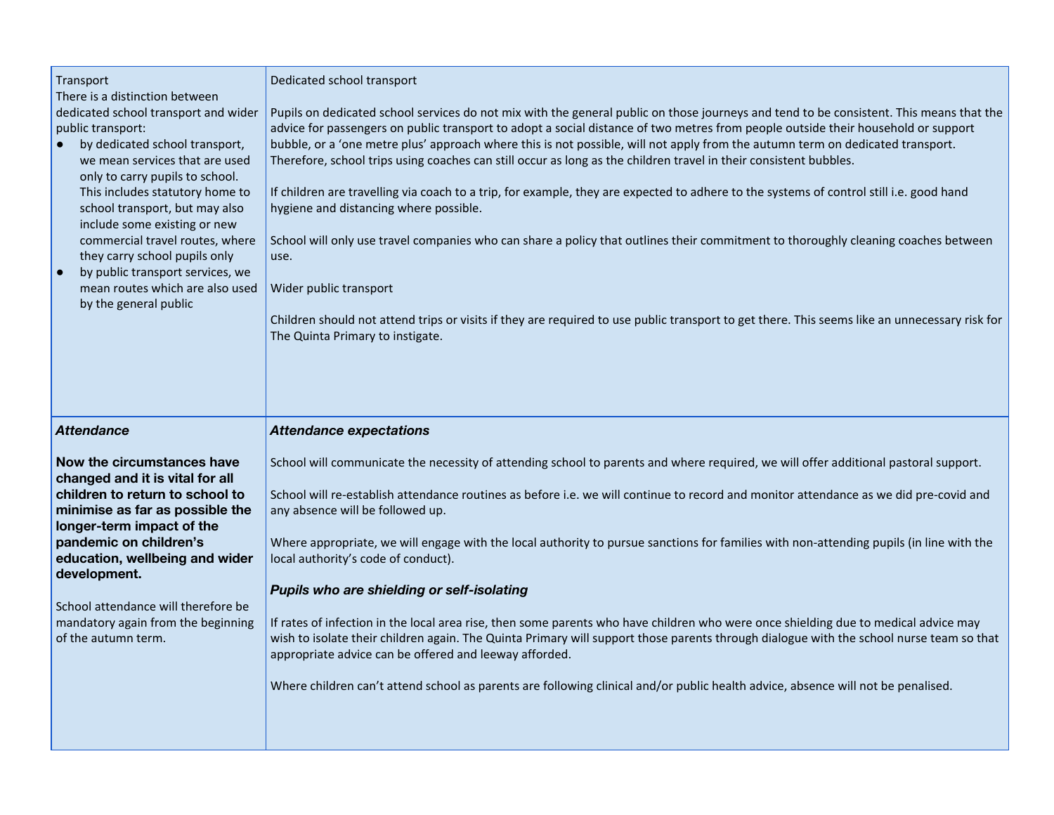| Transport<br>There is a distinction between dedicated school transport and wider public transport:<br>● by dedicated school transport, we mean services that are used only to carry pupils to school. This includes statutory home to school transport, but may also include some existing or new commercial travel routes, where they carry school pupils only<br>● by public transport services, we mean routes which are also used by the general public | Dedicated school transport<br><br>Pupils on dedicated school services do not mix with the general public on those journeys and tend to be consistent. This means that the advice for passengers on public transport to adopt a social distance of two metres from people outside their household or support bubble, or a 'one metre plus' approach where this is not possible, will not apply from the autumn term on dedicated transport. Therefore, school trips using coaches can still occur as long as the children travel in their consistent bubbles.<br><br>If children are travelling via coach to a trip, for example, they are expected to adhere to the systems of control still i.e. good hand hygiene and distancing where possible.<br><br>School will only use travel companies who can share a policy that outlines their commitment to thoroughly cleaning coaches between use.<br><br>Wider public transport<br><br>Children should not attend trips or visits if they are required to use public transport to get there. This seems like an unnecessary risk for The Quinta Primary to instigate. |
|---|---|
| ***Attendance***<br><br>**Now the circumstances have changed and it is vital for all children to return to school to minimise as far as possible the longer-term impact of the pandemic on children's education, wellbeing and wider development.**<br><br>School attendance will therefore be mandatory again from the beginning of the autumn term. | ***Attendance expectations***<br><br>School will communicate the necessity of attending school to parents and where required, we will offer additional pastoral support.<br><br>School will re-establish attendance routines as before i.e. we will continue to record and monitor attendance as we did pre-covid and any absence will be followed up.<br><br>Where appropriate, we will engage with the local authority to pursue sanctions for families with non-attending pupils (in line with the local authority's code of conduct).<br><br>***Pupils who are shielding or self-isolating***<br><br>If rates of infection in the local area rise, then some parents who have children who were once shielding due to medical advice may wish to isolate their children again. The Quinta Primary will support those parents through dialogue with the school nurse team so that appropriate advice can be offered and leeway afforded.<br><br>Where children can't attend school as parents are following clinical and/or public health advice, absence will not be penalised. |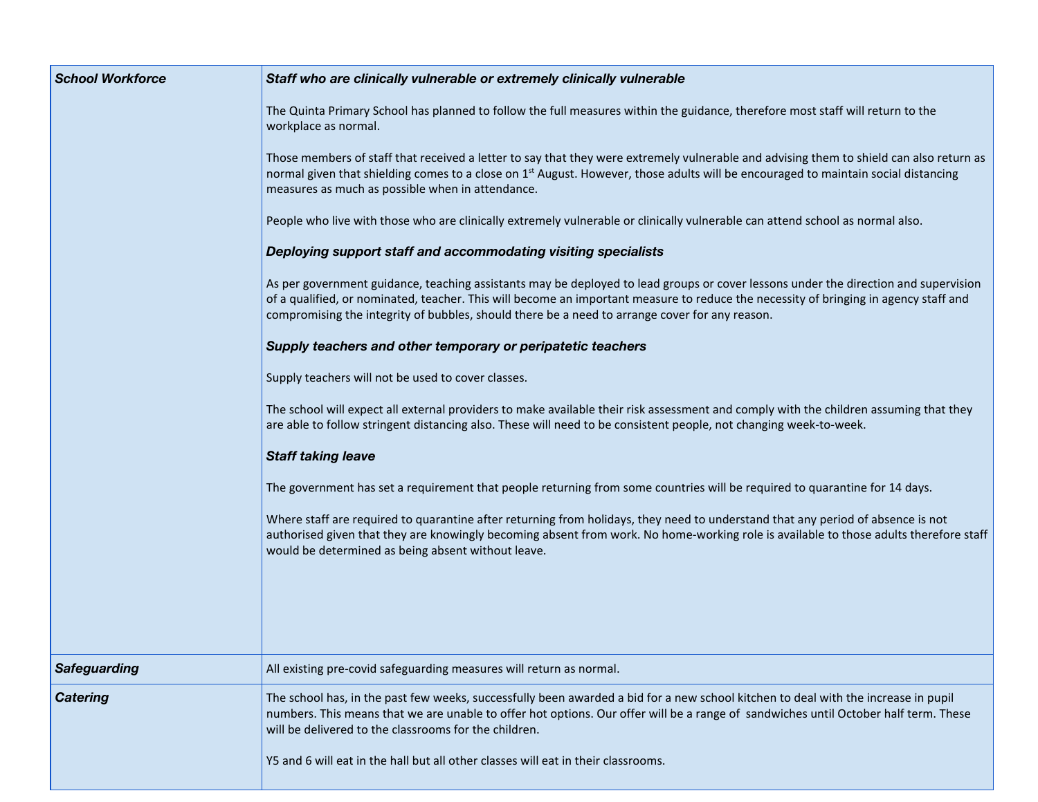| | |
|---|---|
| ***School Workforce*** | ***Staff who are clinically vulnerable or extremely clinically vulnerable***<br><br>The Quinta Primary School has planned to follow the full measures within the guidance, therefore most staff will return to the workplace as normal.<br><br>Those members of staff that received a letter to say that they were extremely vulnerable and advising them to shield can also return as normal given that shielding comes to a close on 1st August. However, those adults will be encouraged to maintain social distancing measures as much as possible when in attendance.<br><br>People who live with those who are clinically extremely vulnerable or clinically vulnerable can attend school as normal also.<br><br>***Deploying support staff and accommodating visiting specialists***<br><br>As per government guidance, teaching assistants may be deployed to lead groups or cover lessons under the direction and supervision of a qualified, or nominated, teacher. This will become an important measure to reduce the necessity of bringing in agency staff and compromising the integrity of bubbles, should there be a need to arrange cover for any reason.<br><br>***Supply teachers and other temporary or peripatetic teachers***<br><br>Supply teachers will not be used to cover classes.<br><br>The school will expect all external providers to make available their risk assessment and comply with the children assuming that they are able to follow stringent distancing also. These will need to be consistent people, not changing week-to-week.<br><br>***Staff taking leave***<br><br>The government has set a requirement that people returning from some countries will be required to quarantine for 14 days.<br><br>Where staff are required to quarantine after returning from holidays, they need to understand that any period of absence is not authorised given that they are knowingly becoming absent from work. No home-working role is available to those adults therefore staff would be determined as being absent without leave. |
| ***Safeguarding*** | All existing pre-covid safeguarding measures will return as normal. |
| ***Catering*** | The school has, in the past few weeks, successfully been awarded a bid for a new school kitchen to deal with the increase in pupil numbers. This means that we are unable to offer hot options. Our offer will be a range of sandwiches until October half term. These will be delivered to the classrooms for the children.<br><br>Y5 and 6 will eat in the hall but all other classes will eat in their classrooms. |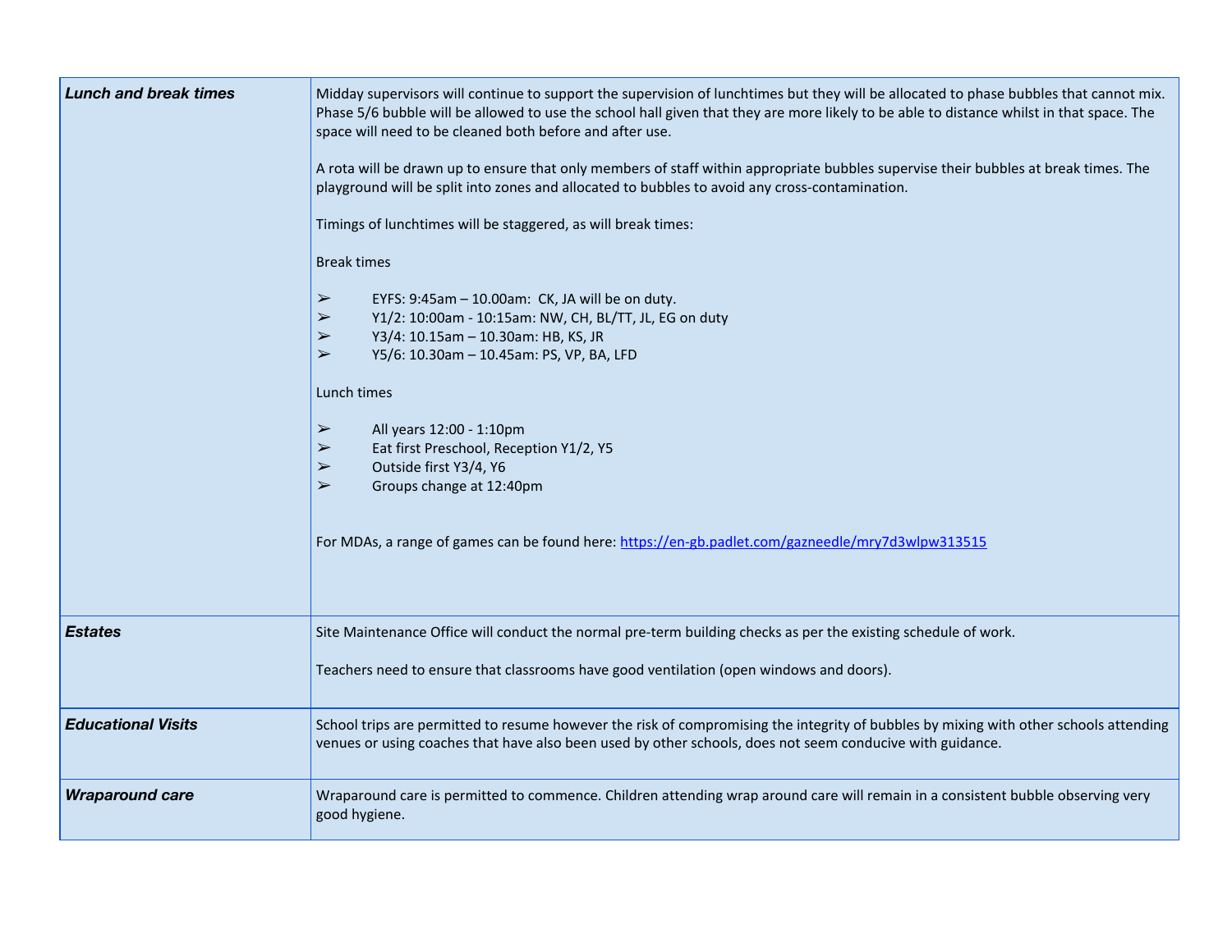| | |
|---|---|
| ***Lunch and break times*** | Midday supervisors will continue to support the supervision of lunchtimes but they will be allocated to phase bubbles that cannot mix. Phase 5/6 bubble will be allowed to use the school hall given that they are more likely to be able to distance whilst in that space. The space will need to be cleaned both before and after use.<br><br>A rota will be drawn up to ensure that only members of staff within appropriate bubbles supervise their bubbles at break times. The playground will be split into zones and allocated to bubbles to avoid any cross-contamination.<br><br>Timings of lunchtimes will be staggered, as will break times:<br><br>Break times<br><br>➢ EYFS: 9:45am – 10.00am: CK, JA will be on duty.<br>➢ Y1/2: 10:00am - 10:15am: NW, CH, BL/TT, JL, EG on duty<br>➢ Y3/4: 10.15am – 10.30am: HB, KS, JR<br>➢ Y5/6: 10.30am – 10.45am: PS, VP, BA, LFD<br><br>Lunch times<br><br>➢ All years 12:00 - 1:10pm<br>➢ Eat first Preschool, Reception Y1/2, Y5<br>➢ Outside first Y3/4, Y6<br>➢ Groups change at 12:40pm<br><br>For MDAs, a range of games can be found here: https://en-gb.padlet.com/gazneedle/mry7d3wlpw313515 |
| ***Estates*** | Site Maintenance Office will conduct the normal pre-term building checks as per the existing schedule of work.<br><br>Teachers need to ensure that classrooms have good ventilation (open windows and doors). |
| ***Educational Visits*** | School trips are permitted to resume however the risk of compromising the integrity of bubbles by mixing with other schools attending venues or using coaches that have also been used by other schools, does not seem conducive with guidance. |
| ***Wraparound care*** | Wraparound care is permitted to commence. Children attending wrap around care will remain in a consistent bubble observing very good hygiene. |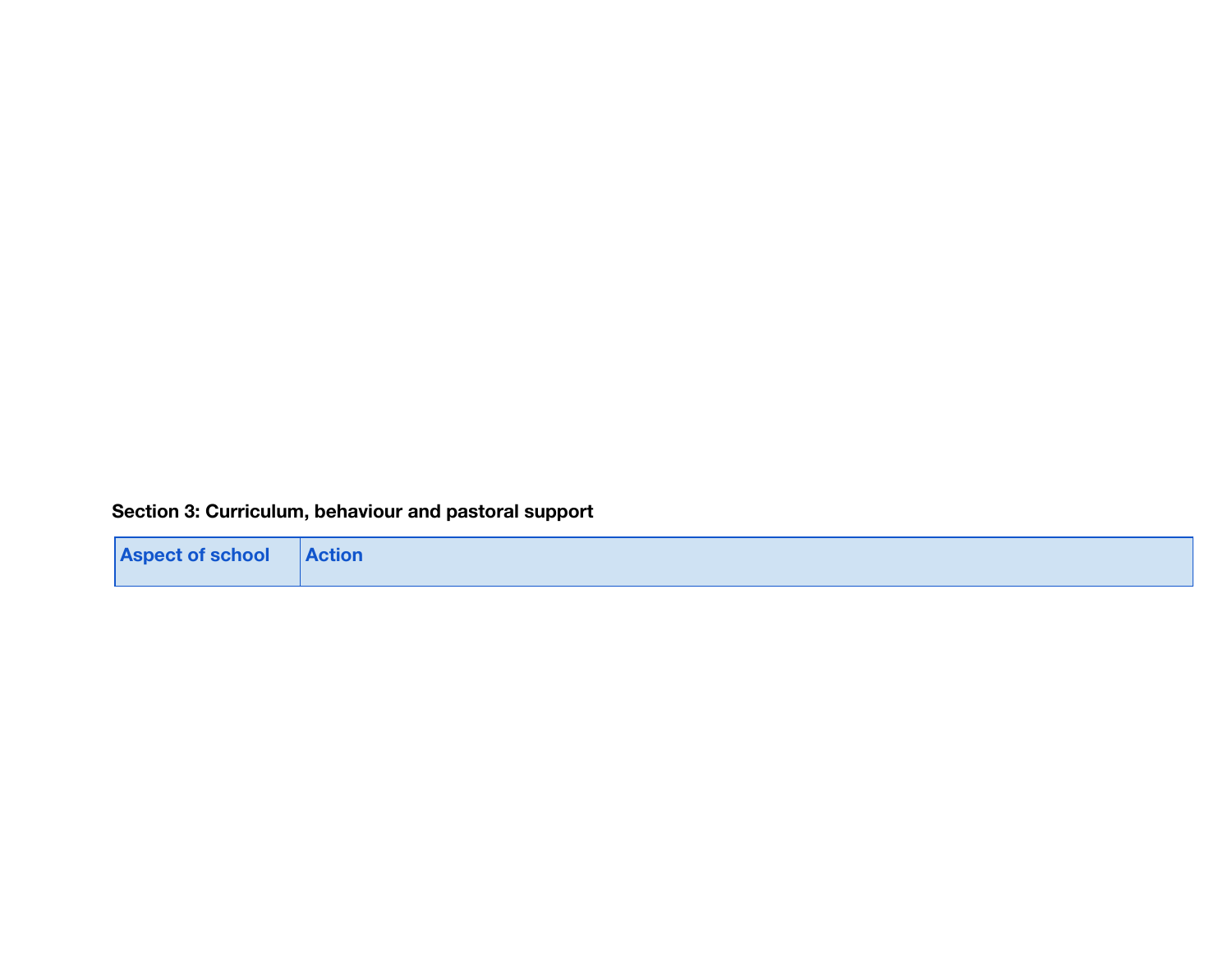**Section 3: Curriculum, behaviour and pastoral support**

| Aspect of school | Action |
| --- | --- |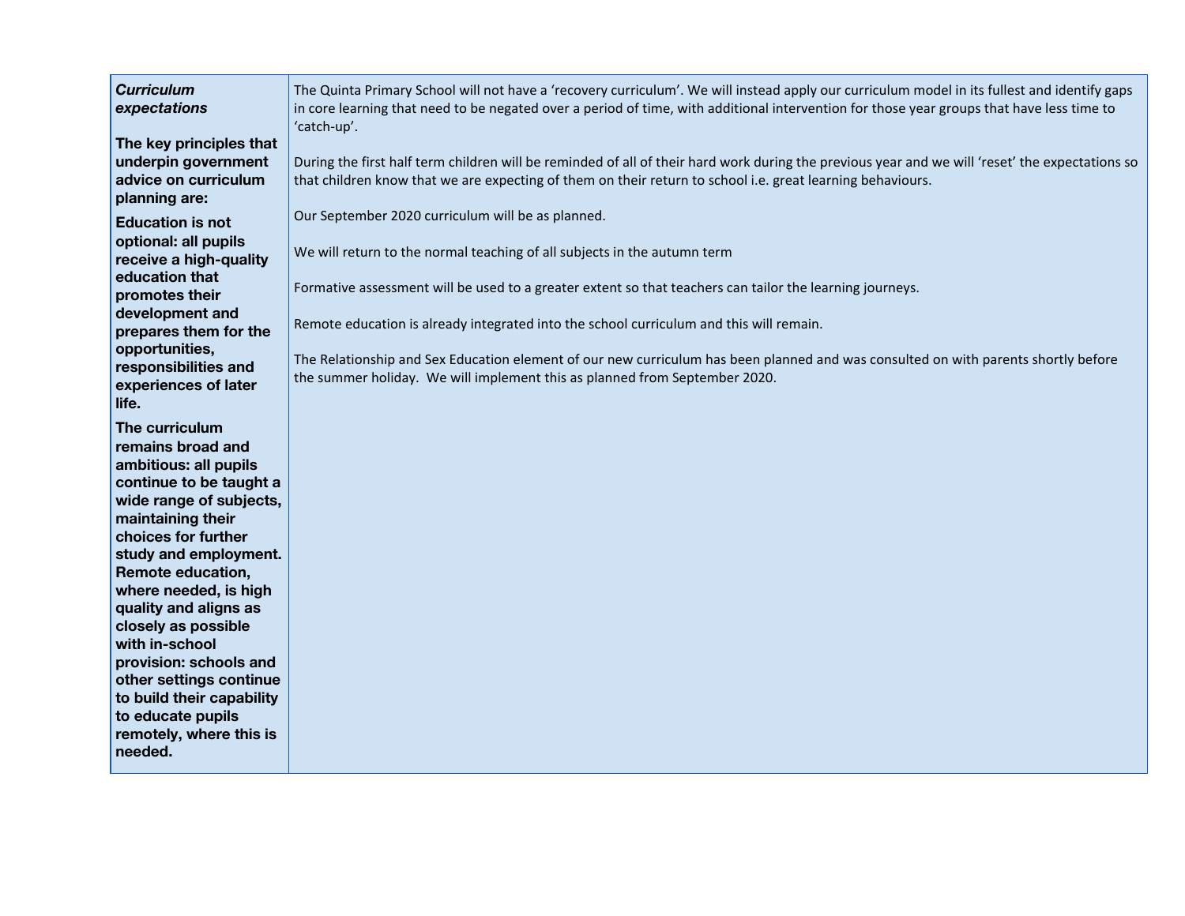| | |
|---|---|
| ***Curriculum expectations***<br><br>**The key principles that underpin government advice on curriculum planning are:**<br><br>**Education is not optional: all pupils receive a high-quality education that promotes their development and prepares them for the opportunities, responsibilities and experiences of later life.**<br><br>**The curriculum remains broad and ambitious: all pupils continue to be taught a wide range of subjects, maintaining their choices for further study and employment. Remote education, where needed, is high quality and aligns as closely as possible with in-school provision: schools and other settings continue to build their capability to educate pupils remotely, where this is needed.** | The Quinta Primary School will not have a 'recovery curriculum'. We will instead apply our curriculum model in its fullest and identify gaps in core learning that need to be negated over a period of time, with additional intervention for those year groups that have less time to 'catch-up'.<br><br>During the first half term children will be reminded of all of their hard work during the previous year and we will 'reset' the expectations so that children know that we are expecting of them on their return to school i.e. great learning behaviours.<br><br>Our September 2020 curriculum will be as planned.<br><br>We will return to the normal teaching of all subjects in the autumn term<br><br>Formative assessment will be used to a greater extent so that teachers can tailor the learning journeys.<br><br>Remote education is already integrated into the school curriculum and this will remain.<br><br>The Relationship and Sex Education element of our new curriculum has been planned and was consulted on with parents shortly before the summer holiday. We will implement this as planned from September 2020. |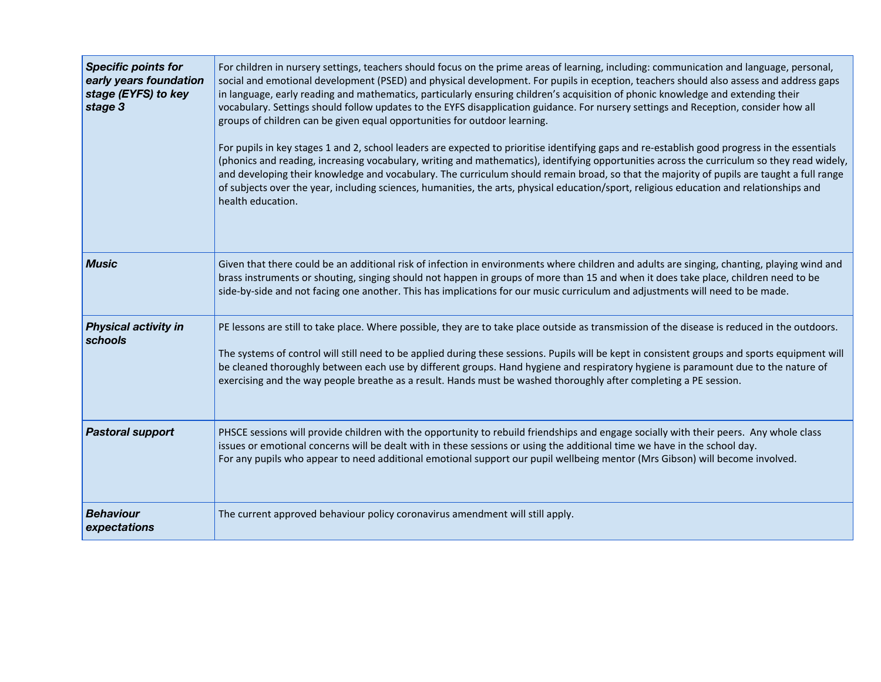| | |
|---|---|
| ***Specific points for early years foundation stage (EYFS) to key stage 3*** | For children in nursery settings, teachers should focus on the prime areas of learning, including: communication and language, personal, social and emotional development (PSED) and physical development. For pupils in eception, teachers should also assess and address gaps in language, early reading and mathematics, particularly ensuring children's acquisition of phonic knowledge and extending their vocabulary. Settings should follow updates to the EYFS disapplication guidance. For nursery settings and Reception, consider how all groups of children can be given equal opportunities for outdoor learning.<br><br>For pupils in key stages 1 and 2, school leaders are expected to prioritise identifying gaps and re-establish good progress in the essentials (phonics and reading, increasing vocabulary, writing and mathematics), identifying opportunities across the curriculum so they read widely, and developing their knowledge and vocabulary. The curriculum should remain broad, so that the majority of pupils are taught a full range of subjects over the year, including sciences, humanities, the arts, physical education/sport, religious education and relationships and health education. |
| ***Music*** | Given that there could be an additional risk of infection in environments where children and adults are singing, chanting, playing wind and brass instruments or shouting, singing should not happen in groups of more than 15 and when it does take place, children need to be side-by-side and not facing one another. This has implications for our music curriculum and adjustments will need to be made. |
| ***Physical activity in schools*** | PE lessons are still to take place. Where possible, they are to take place outside as transmission of the disease is reduced in the outdoors.<br><br>The systems of control will still need to be applied during these sessions. Pupils will be kept in consistent groups and sports equipment will be cleaned thoroughly between each use by different groups. Hand hygiene and respiratory hygiene is paramount due to the nature of exercising and the way people breathe as a result. Hands must be washed thoroughly after completing a PE session. |
| ***Pastoral support*** | PHSCE sessions will provide children with the opportunity to rebuild friendships and engage socially with their peers. Any whole class issues or emotional concerns will be dealt with in these sessions or using the additional time we have in the school day.<br>For any pupils who appear to need additional emotional support our pupil wellbeing mentor (Mrs Gibson) will become involved. |
| ***Behaviour expectations*** | The current approved behaviour policy coronavirus amendment will still apply. |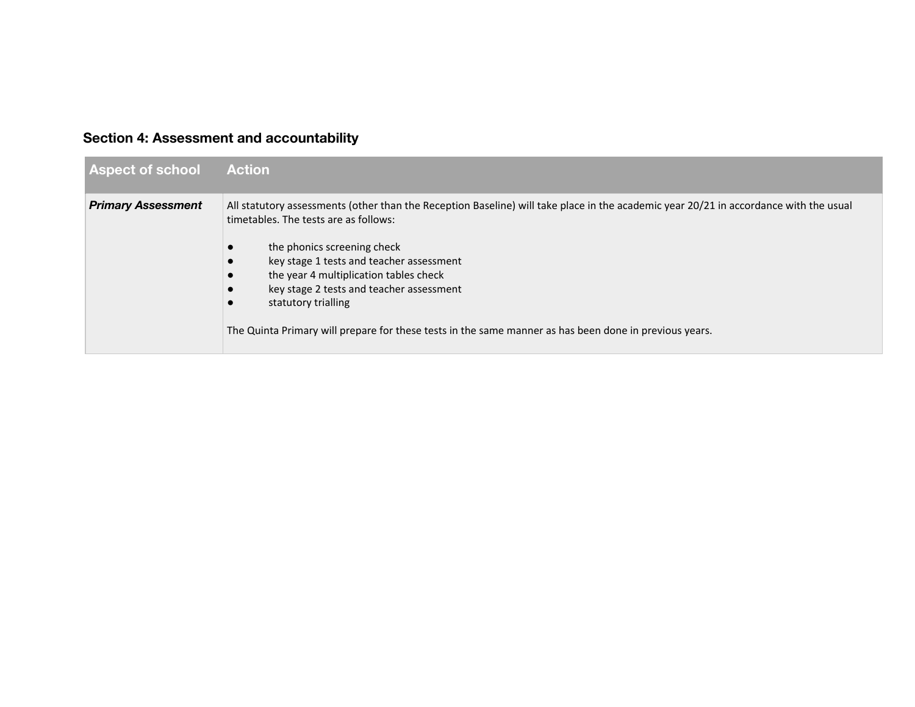## Section 4: Assessment and accountability

| Aspect of school | Action |
| --- | --- |
| ***Primary Assessment*** | All statutory assessments (other than the Reception Baseline) will take place in the academic year 20/21 in accordance with the usual timetables. The tests are as follows:<br><br>● the phonics screening check<br>● key stage 1 tests and teacher assessment<br>● the year 4 multiplication tables check<br>● key stage 2 tests and teacher assessment<br>● statutory trialling<br><br>The Quinta Primary will prepare for these tests in the same manner as has been done in previous years. |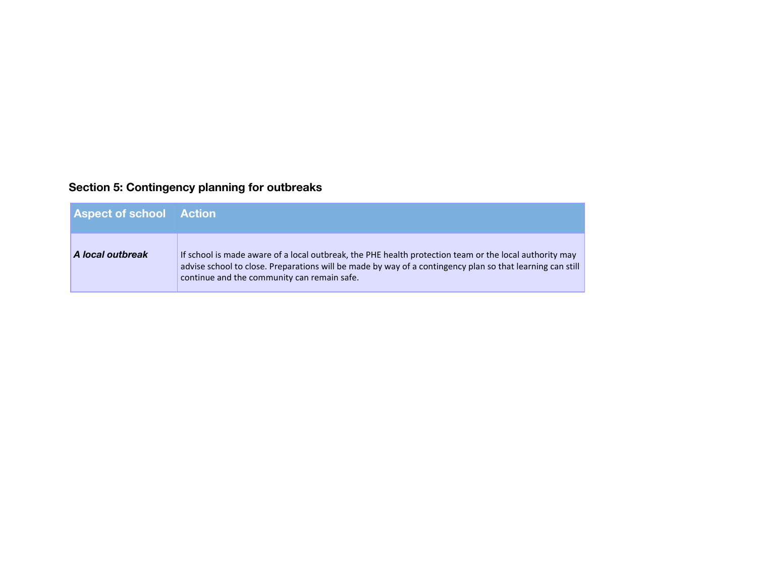## Section 5: Contingency planning for outbreaks

| Aspect of school | Action |
|---|---|
| ***A local outbreak*** | If school is made aware of a local outbreak, the PHE health protection team or the local authority may advise school to close. Preparations will be made by way of a contingency plan so that learning can still continue and the community can remain safe. |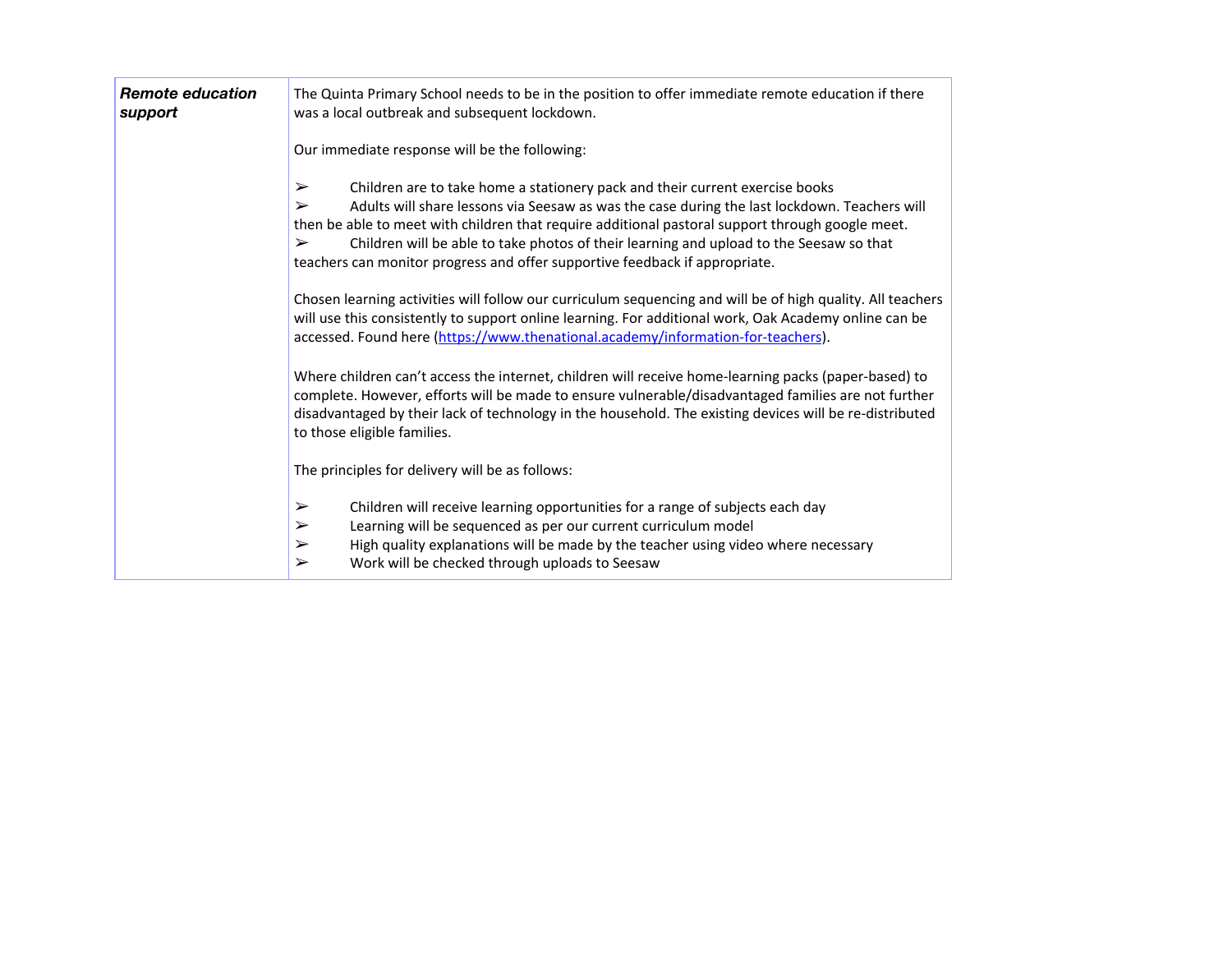| | |
|---|---|
| ***Remote education support*** | The Quinta Primary School needs to be in the position to offer immediate remote education if there was a local outbreak and subsequent lockdown.<br><br>Our immediate response will be the following:<br><br>➢ Children are to take home a stationery pack and their current exercise books<br>➢ Adults will share lessons via Seesaw as was the case during the last lockdown. Teachers will then be able to meet with children that require additional pastoral support through google meet.<br>➢ Children will be able to take photos of their learning and upload to the Seesaw so that teachers can monitor progress and offer supportive feedback if appropriate.<br><br>Chosen learning activities will follow our curriculum sequencing and will be of high quality. All teachers will use this consistently to support online learning. For additional work, Oak Academy online can be accessed. Found here ([https://www.thenational.academy/information-for-teachers](https://www.thenational.academy/information-for-teachers)).<br><br>Where children can't access the internet, children will receive home-learning packs (paper-based) to complete. However, efforts will be made to ensure vulnerable/disadvantaged families are not further disadvantaged by their lack of technology in the household. The existing devices will be re-distributed to those eligible families.<br><br>The principles for delivery will be as follows:<br><br>➢ Children will receive learning opportunities for a range of subjects each day<br>➢ Learning will be sequenced as per our current curriculum model<br>➢ High quality explanations will be made by the teacher using video where necessary<br>➢ Work will be checked through uploads to Seesaw |